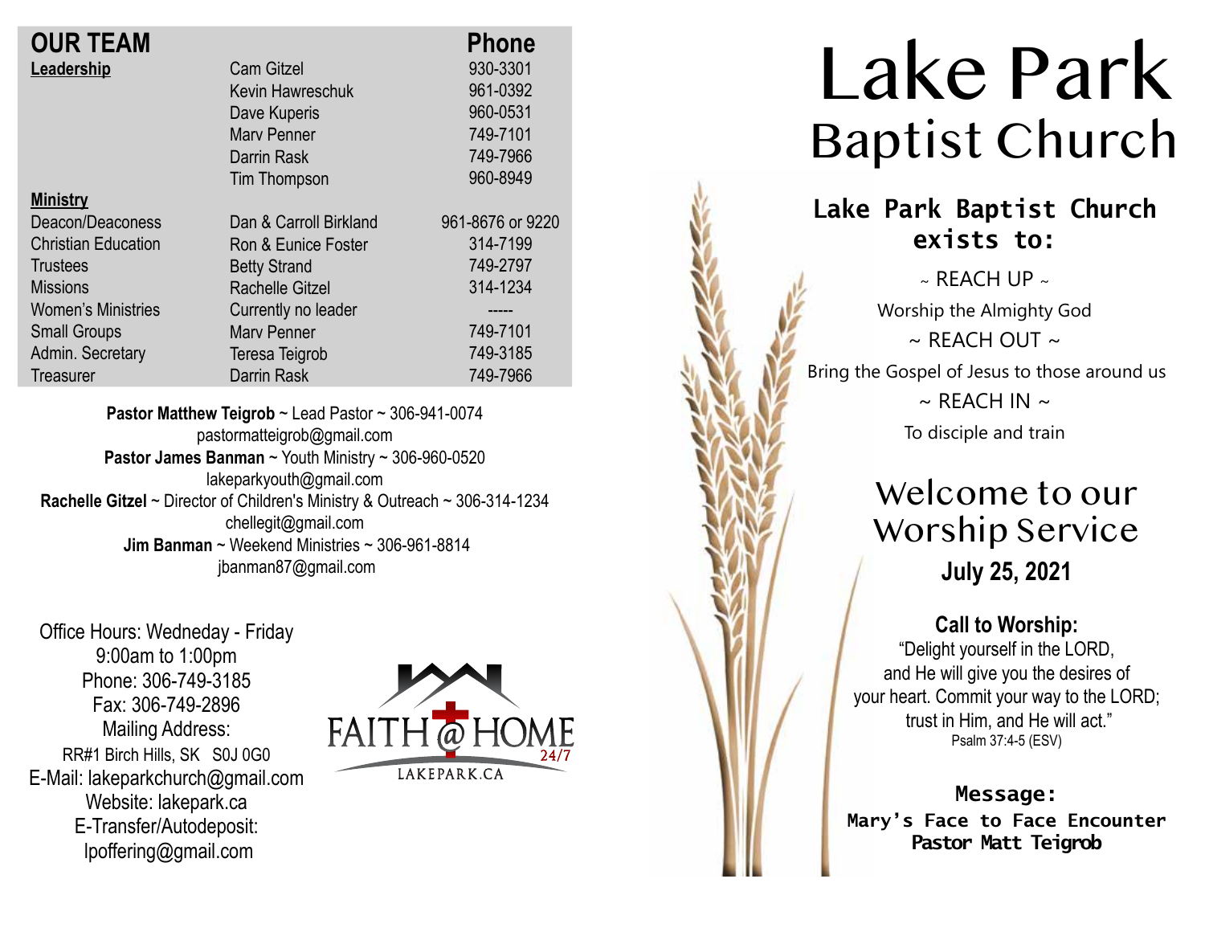## OUR TEAM

| | | Phone |
|---|---|---|
| **Leadership** | Cam Gitzel | 930-3301 |
| | Kevin Hawreschuk | 961-0392 |
| | Dave Kuperis | 960-0531 |
| | Marv Penner | 749-7101 |
| | Darrin Rask | 749-7966 |
| | Tim Thompson | 960-8949 |
| **Ministry** | | |
| Deacon/Deaconess | Dan & Carroll Birkland | 961-8676 or 9220 |
| Christian Education | Ron & Eunice Foster | 314-7199 |
| Trustees | Betty Strand | 749-2797 |
| Missions | Rachelle Gitzel | 314-1234 |
| Women's Ministries | Currently no leader | ----- |
| Small Groups | Marv Penner | 749-7101 |
| Admin. Secretary | Teresa Teigrob | 749-3185 |
| Treasurer | Darrin Rask | 749-7966 |

**Pastor Matthew Teigrob** ~ Lead Pastor ~ 306-941-0074
pastormatteigrob@gmail.com
**Pastor James Banman** ~ Youth Ministry ~ 306-960-0520
lakeparkyouth@gmail.com
**Rachelle Gitzel** ~ Director of Children's Ministry & Outreach ~ 306-314-1234
chellegit@gmail.com
**Jim Banman** ~ Weekend Ministries ~ 306-961-8814
jbanman87@gmail.com

Office Hours: Wedneday - Friday
9:00am to 1:00pm
Phone: 306-749-3185
Fax: 306-749-2896
Mailing Address:
RR#1 Birch Hills, SK S0J 0G0
E-Mail: lakeparkchurch@gmail.com
Website: lakepark.ca
E-Transfer/Autodeposit:
lpoffering@gmail.com

FAITH @ HOME 24/7
LAKEPARK.CA

# Lake Park Baptist Church

## Lake Park Baptist Church exists to:

~ REACH UP ~
Worship the Almighty God
~ REACH OUT ~
Bring the Gospel of Jesus to those around us
~ REACH IN ~
To disciple and train

## Welcome to our Worship Service

**July 25, 2021**

**Call to Worship:**
"Delight yourself in the LORD, and He will give you the desires of your heart. Commit your way to the LORD; trust in Him, and He will act."
Psalm 37:4-5 (ESV)

**Message:**
**Mary's Face to Face Encounter**
**Pastor Matt Teigrob**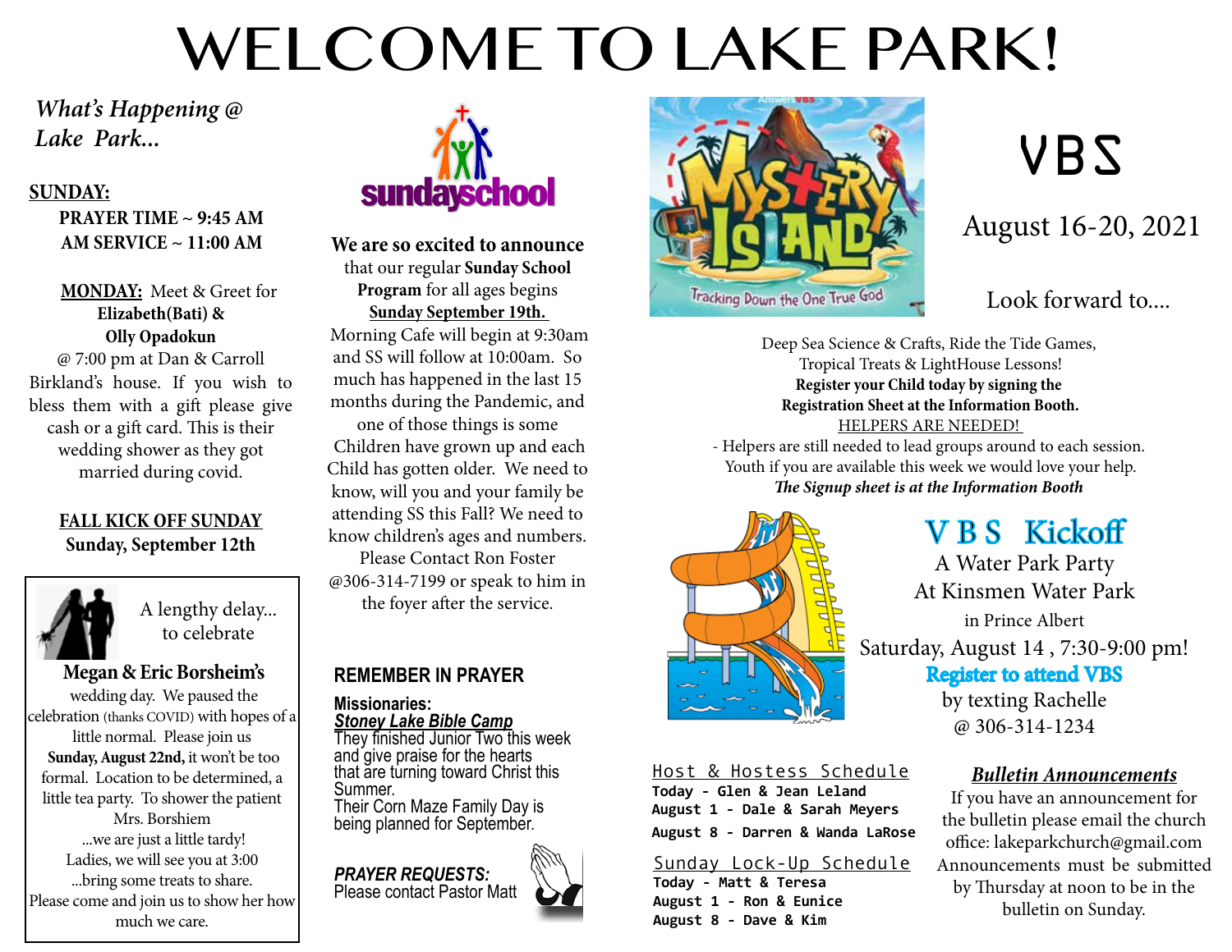# WELCOME TO LAKE PARK!

*What's Happening @ Lake Park...*

**SUNDAY:**

**PRAYER TIME ~ 9:45 AM**
**AM SERVICE ~ 11:00 AM**

**MONDAY:** Meet & Greet for **Elizabeth(Bati) & Olly Opadokun** @ 7:00 pm at Dan & Carroll Birkland's house. If you wish to bless them with a gift please give cash or a gift card. This is their wedding shower as they got married during covid.

**FALL KICK OFF SUNDAY**
**Sunday, September 12th**

A lengthy delay... to celebrate

**Megan & Eric Borsheim's** wedding day. We paused the celebration (thanks COVID) with hopes of a little normal. Please join us **Sunday, August 22nd,** it won't be too formal. Location to be determined, a little tea party. To shower the patient Mrs. Borshiem ...we are just a little tardy! Ladies, we will see you at 3:00 ...bring some treats to share. Please come and join us to show her how much we care.

sundayschool

**We are so excited to announce** that our regular **Sunday School Program** for all ages begins **Sunday September 19th.** Morning Cafe will begin at 9:30am and SS will follow at 10:00am. So much has happened in the last 15 months during the Pandemic, and one of those things is some Children have grown up and each Child has gotten older. We need to know, will you and your family be attending SS this Fall? We need to know children's ages and numbers. Please Contact Ron Foster @306-314-7199 or speak to him in the foyer after the service.

## REMEMBER IN PRAYER

**Missionaries:**
***Stoney Lake Bible Camp***
They finished Junior Two this week and give praise for the hearts that are turning toward Christ this Summer.
Their Corn Maze Family Day is being planned for September.

***PRAYER REQUESTS:***
Please contact Pastor Matt

Mystery Island — Tracking Down the One True God

# VBS

August 16-20, 2021

Look forward to....

Deep Sea Science & Crafts, Ride the Tide Games, Tropical Treats & LightHouse Lessons!
**Register your Child today by signing the Registration Sheet at the Information Booth.**
HELPERS ARE NEEDED!
- Helpers are still needed to lead groups around to each session. Youth if you are available this week we would love your help.
***The Signup sheet is at the Information Booth***

## V B S Kickoff

A Water Park Party
At Kinsmen Water Park
in Prince Albert
Saturday, August 14 , 7:30-9:00 pm!
**Register to attend VBS**
by texting Rachelle
@ 306-314-1234

Host & Hostess Schedule
**Today - Glen & Jean Leland**
**August 1 - Dale & Sarah Meyers**
**August 8 - Darren & Wanda LaRose**

Sunday Lock-Up Schedule
**Today - Matt & Teresa**
**August 1 - Ron & Eunice**
**August 8 - Dave & Kim**

***Bulletin Announcements***

If you have an announcement for the bulletin please email the church office: lakeparkchurch@gmail.com Announcements must be submitted by Thursday at noon to be in the bulletin on Sunday.